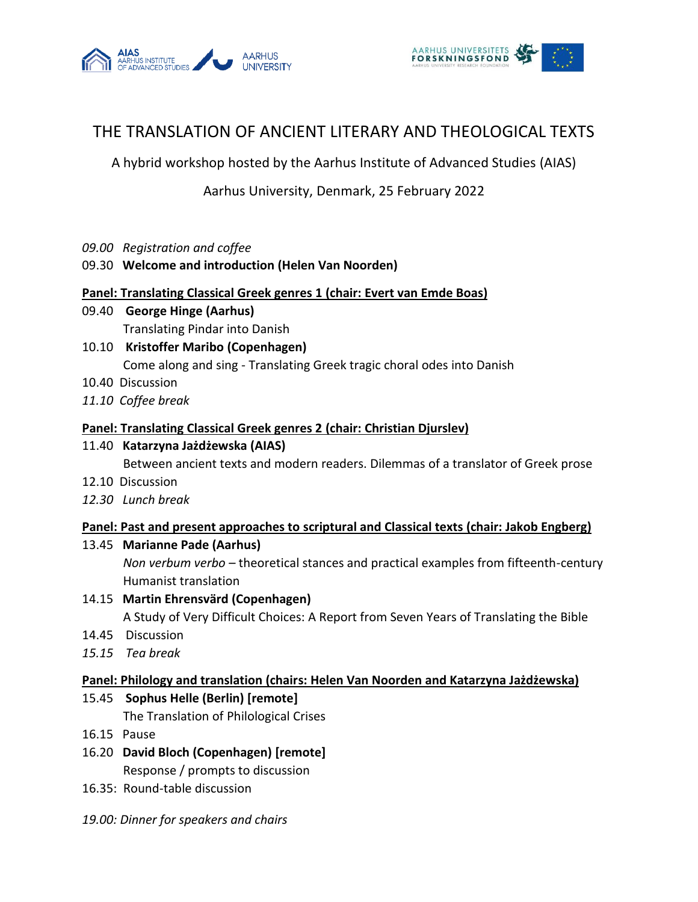# THE TRANSLATION OF ANCIENT LITERARY AND THEOLOGICAL TEXTS

A hybrid workshop hosted by the Aarhus Institute of Advanced Studies (AIAS)

Aarhus University, Denmark, 25 February 2022

*09.00 Registration and coffee*

09.30 **Welcome and introduction (Helen Van Noorden)**

**Panel: Translating Classical Greek genres 1 (chair: Evert van Emde Boas)**

09.40 **George Hinge (Aarhus)**
Translating Pindar into Danish

10.10 **Kristoffer Maribo (Copenhagen)**
Come along and sing - Translating Greek tragic choral odes into Danish

10.40 Discussion

*11.10 Coffee break*

**Panel: Translating Classical Greek genres 2 (chair: Christian Djurslev)**

11.40 **Katarzyna Jażdżewska (AIAS)**
Between ancient texts and modern readers. Dilemmas of a translator of Greek prose

12.10 Discussion

*12.30 Lunch break*

**Panel: Past and present approaches to scriptural and Classical texts (chair: Jakob Engberg)**

13.45 **Marianne Pade (Aarhus)**
*Non verbum verbo* – theoretical stances and practical examples from fifteenth-century Humanist translation

14.15 **Martin Ehrensvärd (Copenhagen)**
A Study of Very Difficult Choices: A Report from Seven Years of Translating the Bible

14.45 Discussion

*15.15 Tea break*

**Panel: Philology and translation (chairs: Helen Van Noorden and Katarzyna Jażdżewska)**

15.45 **Sophus Helle (Berlin) [remote]**
The Translation of Philological Crises

16.15 Pause

16.20 **David Bloch (Copenhagen) [remote]**
Response / prompts to discussion

16.35: Round-table discussion

*19.00: Dinner for speakers and chairs*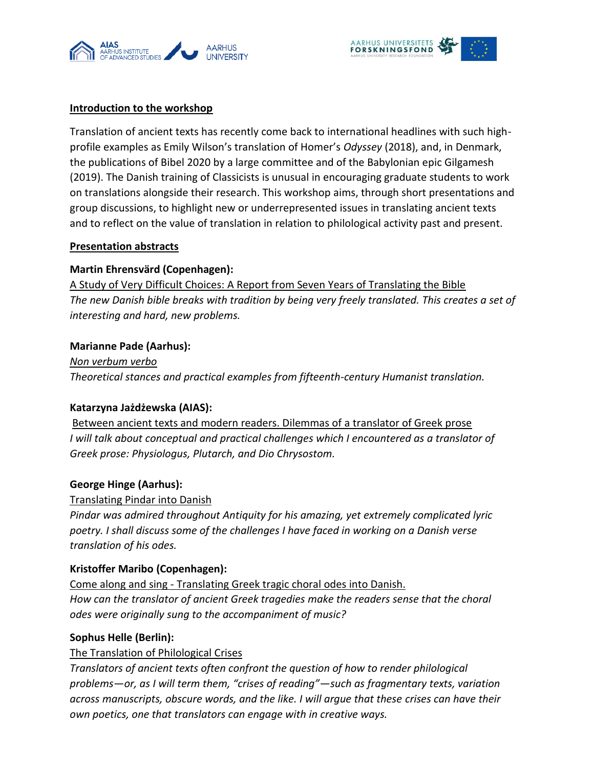## Introduction to the workshop

Translation of ancient texts has recently come back to international headlines with such high-profile examples as Emily Wilson's translation of Homer's *Odyssey* (2018), and, in Denmark, the publications of Bibel 2020 by a large committee and of the Babylonian epic Gilgamesh (2019). The Danish training of Classicists is unusual in encouraging graduate students to work on translations alongside their research. This workshop aims, through short presentations and group discussions, to highlight new or underrepresented issues in translating ancient texts and to reflect on the value of translation in relation to philological activity past and present.

## Presentation abstracts

**Martin Ehrensvärd (Copenhagen):**

A Study of Very Difficult Choices: A Report from Seven Years of Translating the Bible

*The new Danish bible breaks with tradition by being very freely translated. This creates a set of interesting and hard, new problems.*

**Marianne Pade (Aarhus):**

*Non verbum verbo*

*Theoretical stances and practical examples from fifteenth-century Humanist translation.*

**Katarzyna Jażdżewska (AIAS):**

Between ancient texts and modern readers. Dilemmas of a translator of Greek prose

*I will talk about conceptual and practical challenges which I encountered as a translator of Greek prose: Physiologus, Plutarch, and Dio Chrysostom.*

**George Hinge (Aarhus):**

Translating Pindar into Danish

*Pindar was admired throughout Antiquity for his amazing, yet extremely complicated lyric poetry. I shall discuss some of the challenges I have faced in working on a Danish verse translation of his odes.*

**Kristoffer Maribo (Copenhagen):**

Come along and sing - Translating Greek tragic choral odes into Danish.

*How can the translator of ancient Greek tragedies make the readers sense that the choral odes were originally sung to the accompaniment of music?*

**Sophus Helle (Berlin):**

The Translation of Philological Crises

*Translators of ancient texts often confront the question of how to render philological problems—or, as I will term them, "crises of reading"—such as fragmentary texts, variation across manuscripts, obscure words, and the like. I will argue that these crises can have their own poetics, one that translators can engage with in creative ways.*